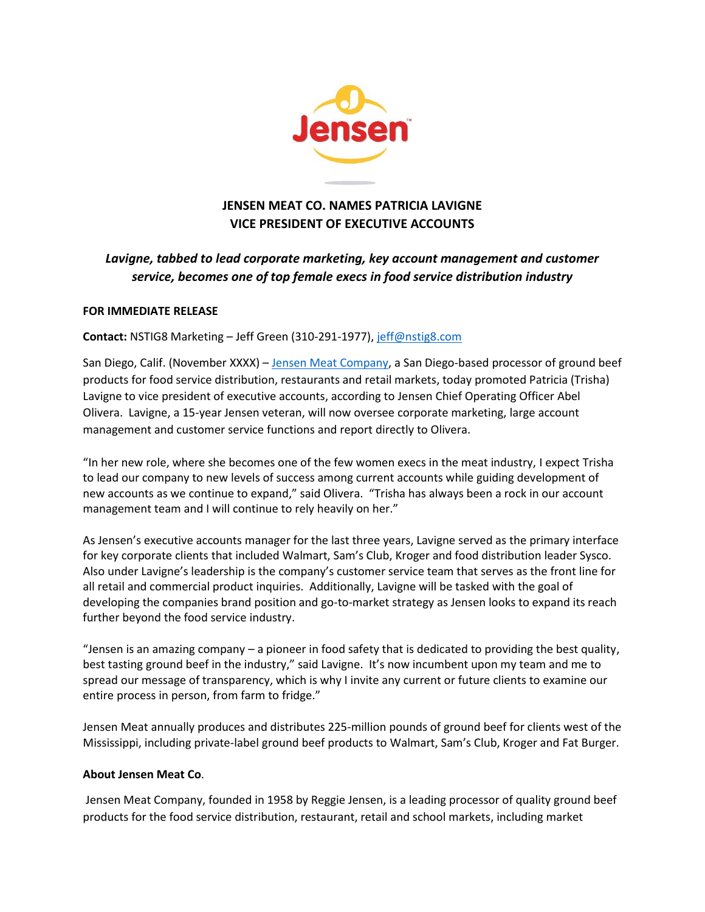# JENSEN MEAT CO. NAMES PATRICIA LAVIGNE VICE PRESIDENT OF EXECUTIVE ACCOUNTS

***Lavigne, tabbed to lead corporate marketing, key account management and customer service, becomes one of top female execs in food service distribution industry***

**FOR IMMEDIATE RELEASE**

**Contact:** NSTIG8 Marketing – Jeff Green (310-291-1977), jeff@nstig8.com

San Diego, Calif. (November XXXX) – Jensen Meat Company, a San Diego-based processor of ground beef products for food service distribution, restaurants and retail markets, today promoted Patricia (Trisha) Lavigne to vice president of executive accounts, according to Jensen Chief Operating Officer Abel Olivera. Lavigne, a 15-year Jensen veteran, will now oversee corporate marketing, large account management and customer service functions and report directly to Olivera.

"In her new role, where she becomes one of the few women execs in the meat industry, I expect Trisha to lead our company to new levels of success among current accounts while guiding development of new accounts as we continue to expand," said Olivera. "Trisha has always been a rock in our account management team and I will continue to rely heavily on her."

As Jensen's executive accounts manager for the last three years, Lavigne served as the primary interface for key corporate clients that included Walmart, Sam's Club, Kroger and food distribution leader Sysco. Also under Lavigne's leadership is the company's customer service team that serves as the front line for all retail and commercial product inquiries. Additionally, Lavigne will be tasked with the goal of developing the companies brand position and go-to-market strategy as Jensen looks to expand its reach further beyond the food service industry.

"Jensen is an amazing company – a pioneer in food safety that is dedicated to providing the best quality, best tasting ground beef in the industry," said Lavigne. It's now incumbent upon my team and me to spread our message of transparency, which is why I invite any current or future clients to examine our entire process in person, from farm to fridge."

Jensen Meat annually produces and distributes 225-million pounds of ground beef for clients west of the Mississippi, including private-label ground beef products to Walmart, Sam's Club, Kroger and Fat Burger.

**About Jensen Meat Co.**

Jensen Meat Company, founded in 1958 by Reggie Jensen, is a leading processor of quality ground beef products for the food service distribution, restaurant, retail and school markets, including market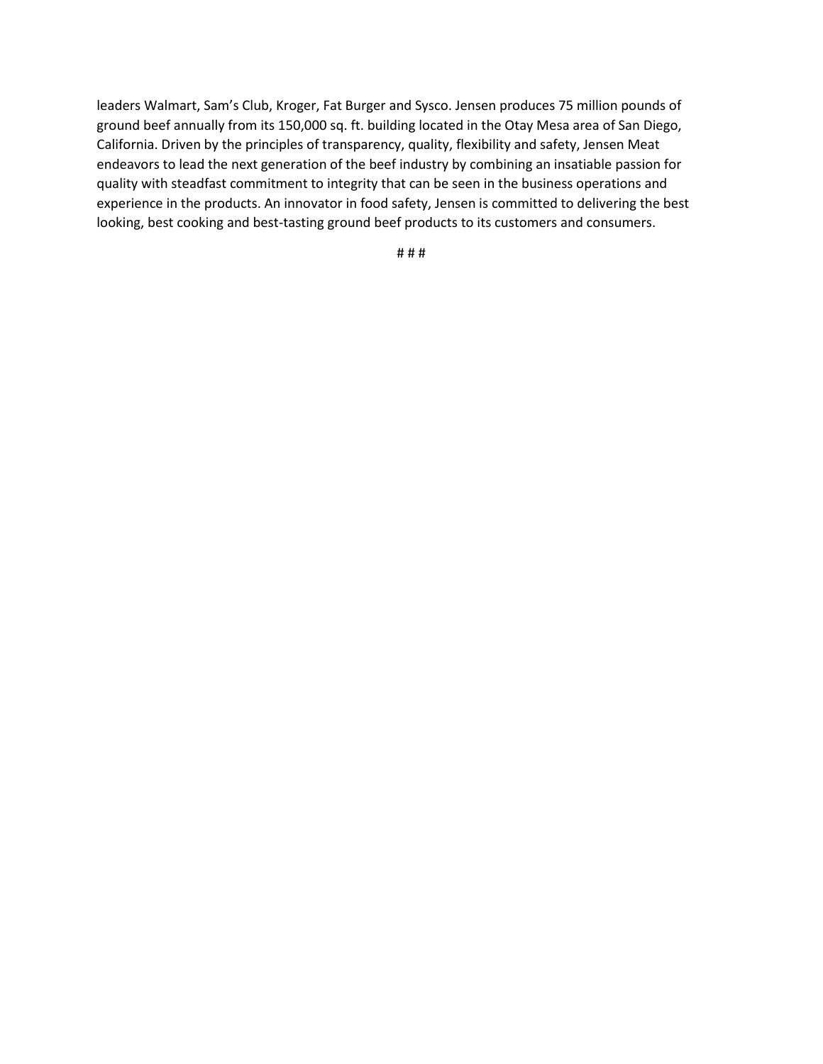leaders Walmart, Sam's Club, Kroger, Fat Burger and Sysco. Jensen produces 75 million pounds of ground beef annually from its 150,000 sq. ft. building located in the Otay Mesa area of San Diego, California. Driven by the principles of transparency, quality, flexibility and safety, Jensen Meat endeavors to lead the next generation of the beef industry by combining an insatiable passion for quality with steadfast commitment to integrity that can be seen in the business operations and experience in the products. An innovator in food safety, Jensen is committed to delivering the best looking, best cooking and best-tasting ground beef products to its customers and consumers.

# # #